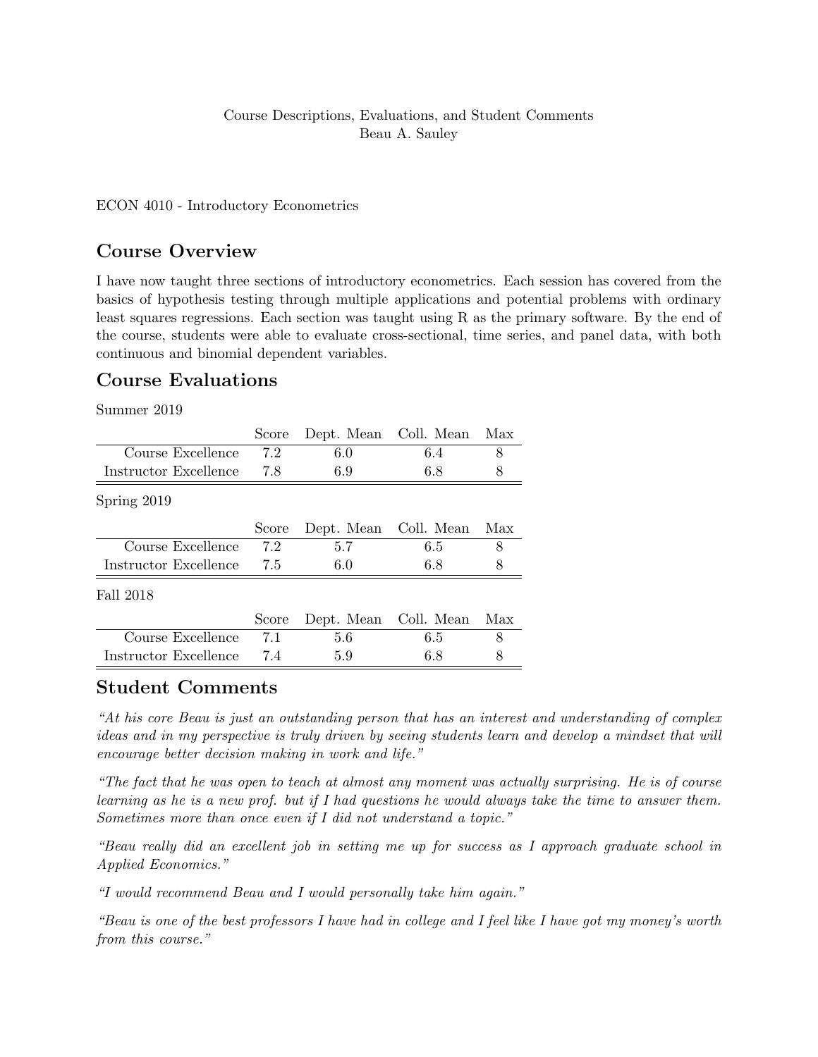Course Descriptions, Evaluations, and Student Comments
Beau A. Sauley

ECON 4010 - Introductory Econometrics

## Course Overview

I have now taught three sections of introductory econometrics. Each session has covered from the basics of hypothesis testing through multiple applications and potential problems with ordinary least squares regressions. Each section was taught using R as the primary software. By the end of the course, students were able to evaluate cross-sectional, time series, and panel data, with both continuous and binomial dependent variables.

## Course Evaluations

Summer 2019

| | Score | Dept. Mean | Coll. Mean | Max |
|---|---|---|---|---|
| Course Excellence | 7.2 | 6.0 | 6.4 | 8 |
| Instructor Excellence | 7.8 | 6.9 | 6.8 | 8 |

Spring 2019

| | Score | Dept. Mean | Coll. Mean | Max |
|---|---|---|---|---|
| Course Excellence | 7.2 | 5.7 | 6.5 | 8 |
| Instructor Excellence | 7.5 | 6.0 | 6.8 | 8 |

Fall 2018

| | Score | Dept. Mean | Coll. Mean | Max |
|---|---|---|---|---|
| Course Excellence | 7.1 | 5.6 | 6.5 | 8 |
| Instructor Excellence | 7.4 | 5.9 | 6.8 | 8 |

## Student Comments

*"At his core Beau is just an outstanding person that has an interest and understanding of complex ideas and in my perspective is truly driven by seeing students learn and develop a mindset that will encourage better decision making in work and life."*

*"The fact that he was open to teach at almost any moment was actually surprising. He is of course learning as he is a new prof. but if I had questions he would always take the time to answer them. Sometimes more than once even if I did not understand a topic."*

*"Beau really did an excellent job in setting me up for success as I approach graduate school in Applied Economics."*

*"I would recommend Beau and I would personally take him again."*

*"Beau is one of the best professors I have had in college and I feel like I have got my money's worth from this course."*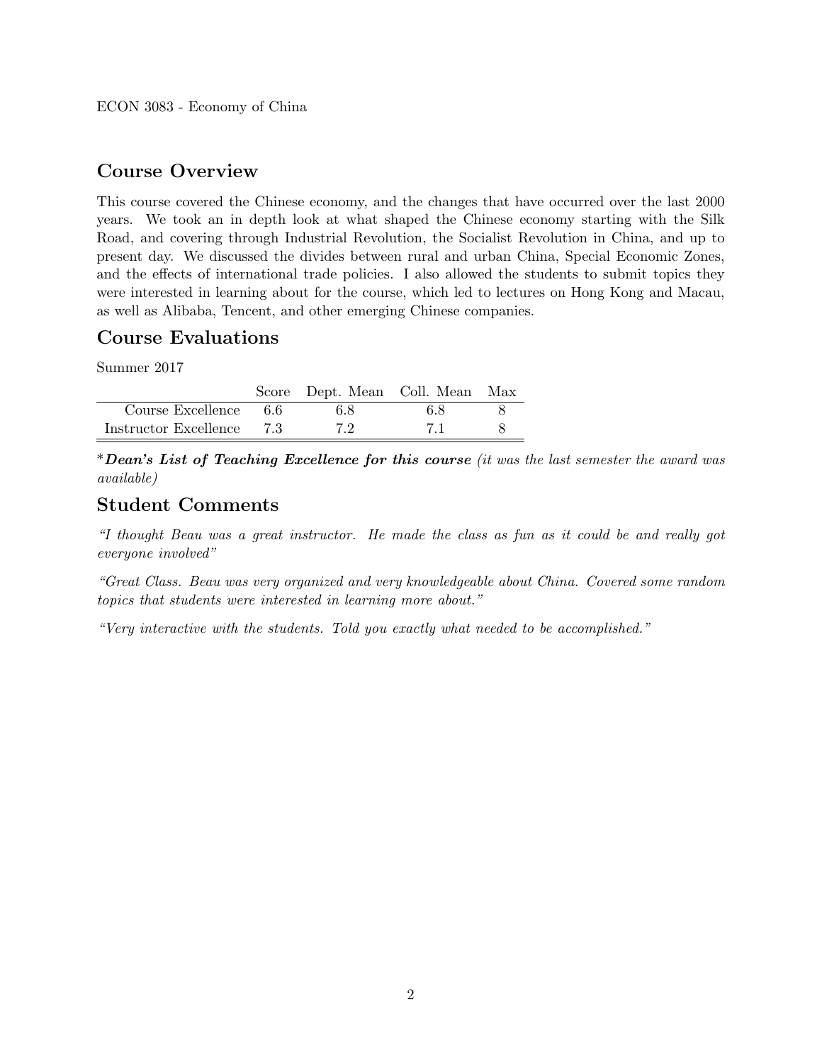ECON 3083 - Economy of China

## Course Overview

This course covered the Chinese economy, and the changes that have occurred over the last 2000 years. We took an in depth look at what shaped the Chinese economy starting with the Silk Road, and covering through Industrial Revolution, the Socialist Revolution in China, and up to present day. We discussed the divides between rural and urban China, Special Economic Zones, and the effects of international trade policies. I also allowed the students to submit topics they were interested in learning about for the course, which led to lectures on Hong Kong and Macau, as well as Alibaba, Tencent, and other emerging Chinese companies.

## Course Evaluations

Summer 2017

| | Score | Dept. Mean | Coll. Mean | Max |
|---|---|---|---|---|
| Course Excellence | 6.6 | 6.8 | 6.8 | 8 |
| Instructor Excellence | 7.3 | 7.2 | 7.1 | 8 |

\****Dean's List of Teaching Excellence for this course*** *(it was the last semester the award was available)*

## Student Comments

*"I thought Beau was a great instructor. He made the class as fun as it could be and really got everyone involved"*

*"Great Class. Beau was very organized and very knowledgeable about China. Covered some random topics that students were interested in learning more about."*

*"Very interactive with the students. Told you exactly what needed to be accomplished."*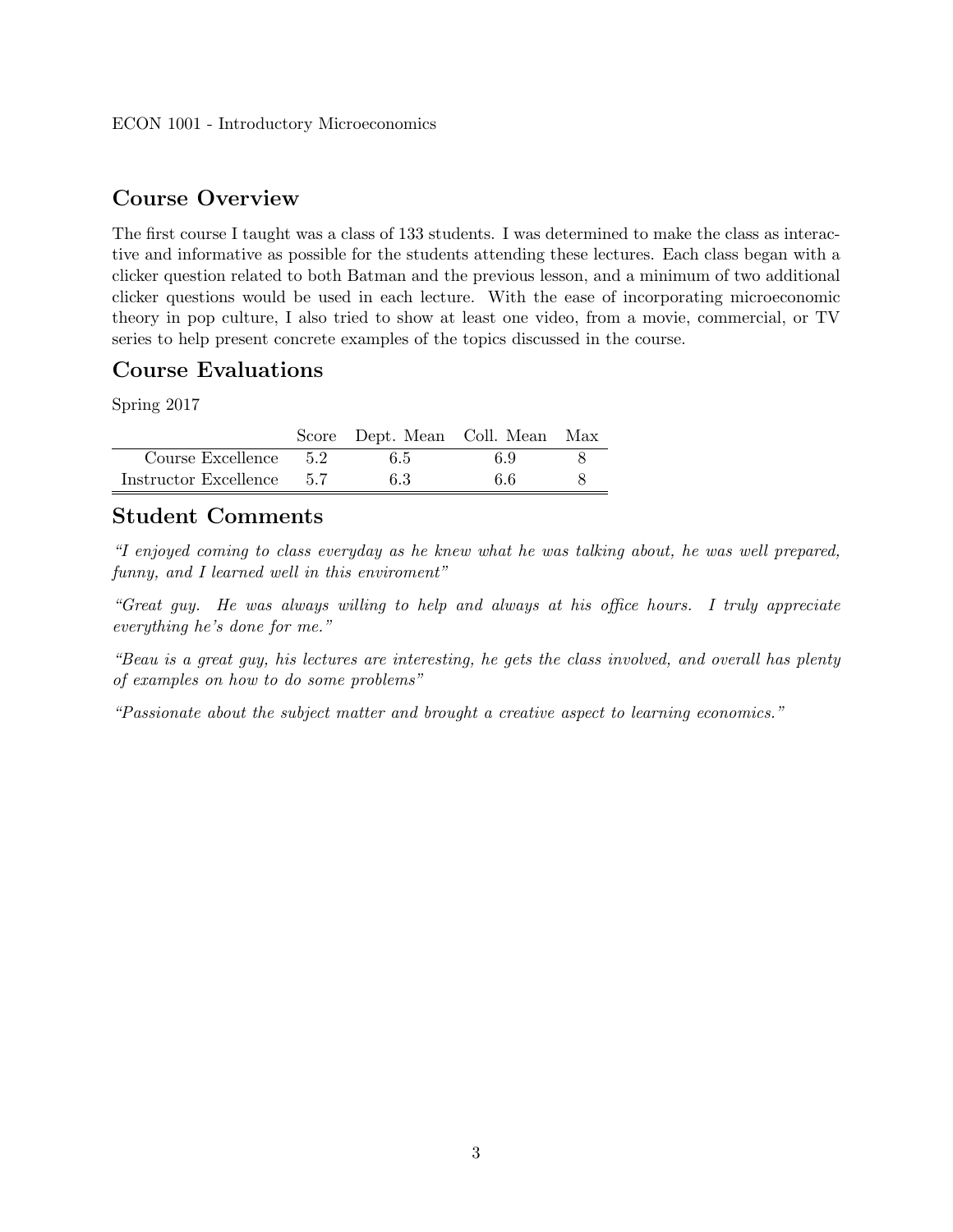ECON 1001 - Introductory Microeconomics

## Course Overview

The first course I taught was a class of 133 students. I was determined to make the class as interactive and informative as possible for the students attending these lectures. Each class began with a clicker question related to both Batman and the previous lesson, and a minimum of two additional clicker questions would be used in each lecture. With the ease of incorporating microeconomic theory in pop culture, I also tried to show at least one video, from a movie, commercial, or TV series to help present concrete examples of the topics discussed in the course.

## Course Evaluations

Spring 2017

| | Score | Dept. Mean | Coll. Mean | Max |
|---|---|---|---|---|
| Course Excellence | 5.2 | 6.5 | 6.9 | 8 |
| Instructor Excellence | 5.7 | 6.3 | 6.6 | 8 |

## Student Comments

*"I enjoyed coming to class everyday as he knew what he was talking about, he was well prepared, funny, and I learned well in this enviroment"*

*"Great guy. He was always willing to help and always at his office hours. I truly appreciate everything he's done for me."*

*"Beau is a great guy, his lectures are interesting, he gets the class involved, and overall has plenty of examples on how to do some problems"*

*"Passionate about the subject matter and brought a creative aspect to learning economics."*